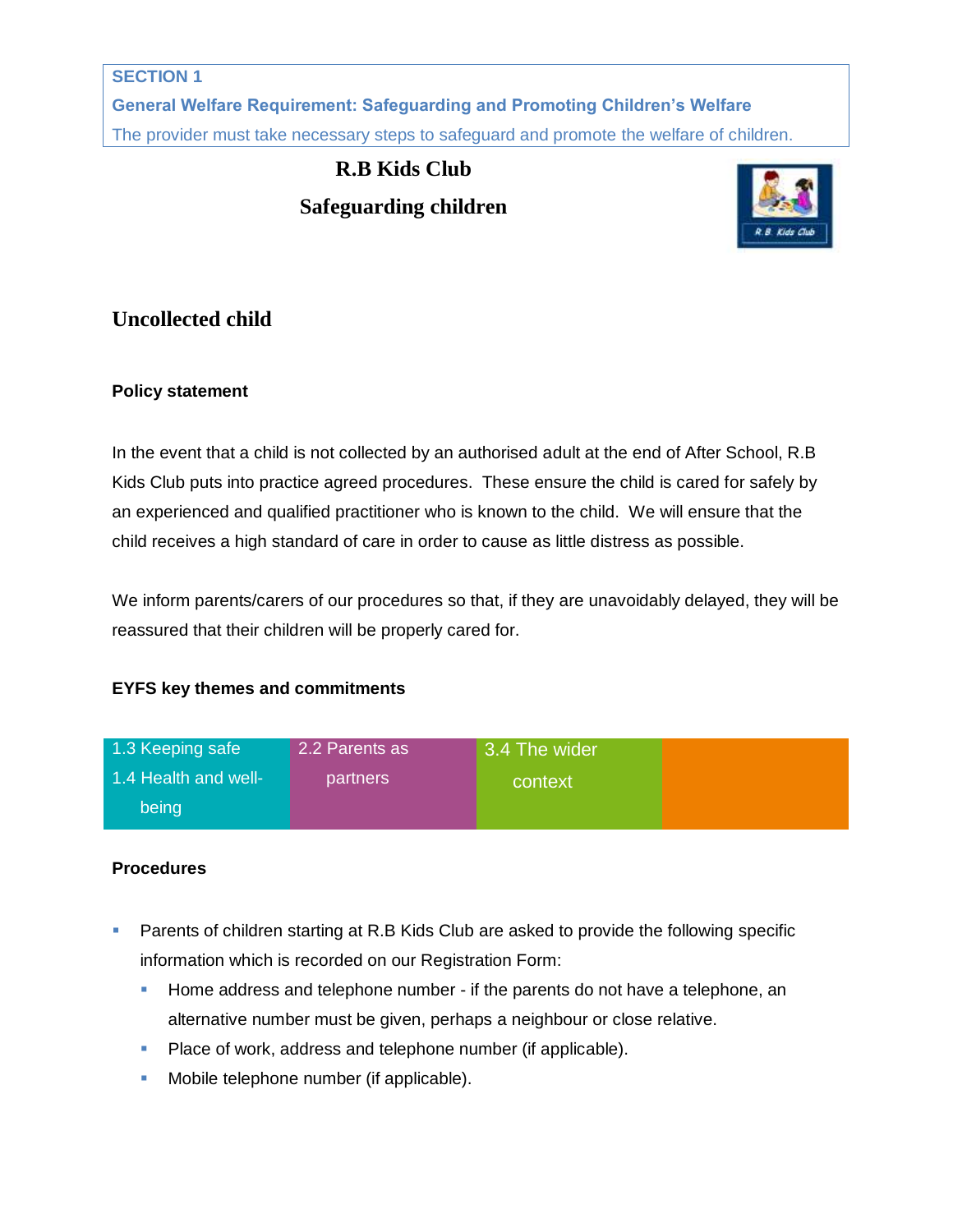**SECTION 1**

**General Welfare Requirement: Safeguarding and Promoting Children's Welfare**

The provider must take necessary steps to safeguard and promote the welfare of children.

# R.B Kids Club

## Safeguarding children

## Uncollected child

### Policy statement

In the event that a child is not collected by an authorised adult at the end of After School, R.B Kids Club puts into practice agreed procedures. These ensure the child is cared for safely by an experienced and qualified practitioner who is known to the child. We will ensure that the child receives a high standard of care in order to cause as little distress as possible.

We inform parents/carers of our procedures so that, if they are unavoidably delayed, they will be reassured that their children will be properly cared for.

### EYFS key themes and commitments

| 1.3 Keeping safe<br>1.4 Health and well-being | 2.2 Parents as partners | 3.4 The wider context | |
|---|---|---|---|

### Procedures

- Parents of children starting at R.B Kids Club are asked to provide the following specific information which is recorded on our Registration Form:
  - Home address and telephone number - if the parents do not have a telephone, an alternative number must be given, perhaps a neighbour or close relative.
  - Place of work, address and telephone number (if applicable).
  - Mobile telephone number (if applicable).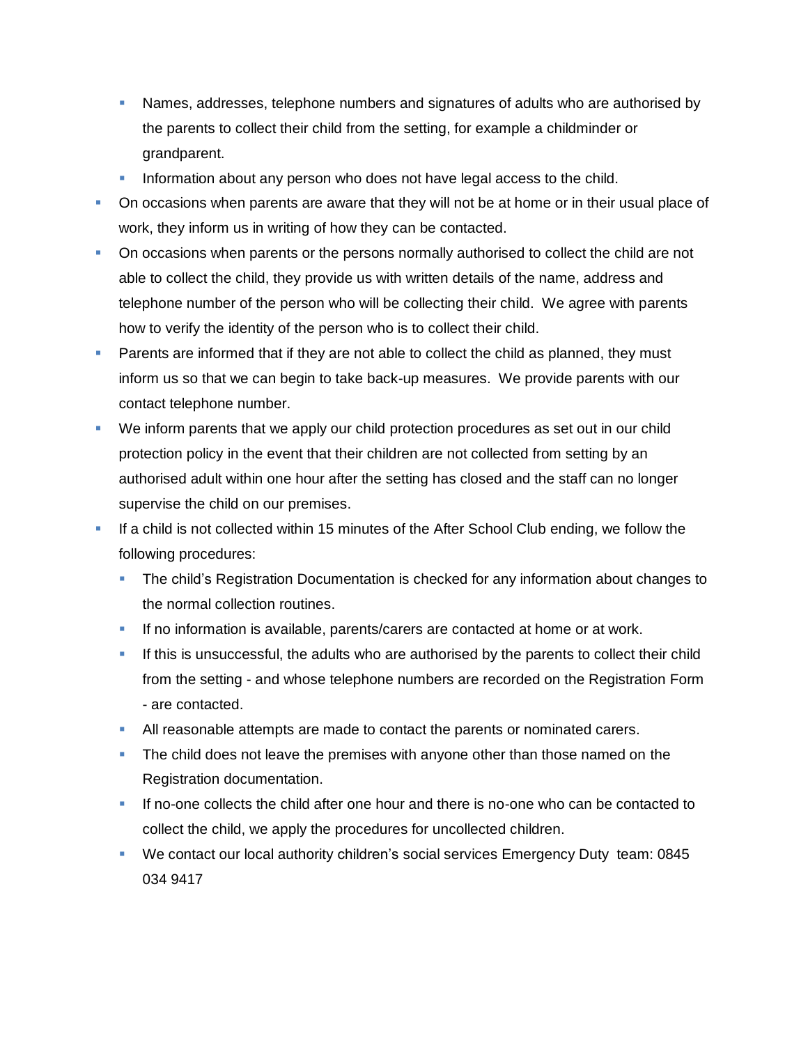- Names, addresses, telephone numbers and signatures of adults who are authorised by the parents to collect their child from the setting, for example a childminder or grandparent.
  - Information about any person who does not have legal access to the child.
- On occasions when parents are aware that they will not be at home or in their usual place of work, they inform us in writing of how they can be contacted.
- On occasions when parents or the persons normally authorised to collect the child are not able to collect the child, they provide us with written details of the name, address and telephone number of the person who will be collecting their child. We agree with parents how to verify the identity of the person who is to collect their child.
- Parents are informed that if they are not able to collect the child as planned, they must inform us so that we can begin to take back-up measures. We provide parents with our contact telephone number.
- We inform parents that we apply our child protection procedures as set out in our child protection policy in the event that their children are not collected from setting by an authorised adult within one hour after the setting has closed and the staff can no longer supervise the child on our premises.
- If a child is not collected within 15 minutes of the After School Club ending, we follow the following procedures:
  - The child's Registration Documentation is checked for any information about changes to the normal collection routines.
  - If no information is available, parents/carers are contacted at home or at work.
  - If this is unsuccessful, the adults who are authorised by the parents to collect their child from the setting - and whose telephone numbers are recorded on the Registration Form - are contacted.
  - All reasonable attempts are made to contact the parents or nominated carers.
  - The child does not leave the premises with anyone other than those named on the Registration documentation.
  - If no-one collects the child after one hour and there is no-one who can be contacted to collect the child, we apply the procedures for uncollected children.
  - We contact our local authority children's social services Emergency Duty team: 0845 034 9417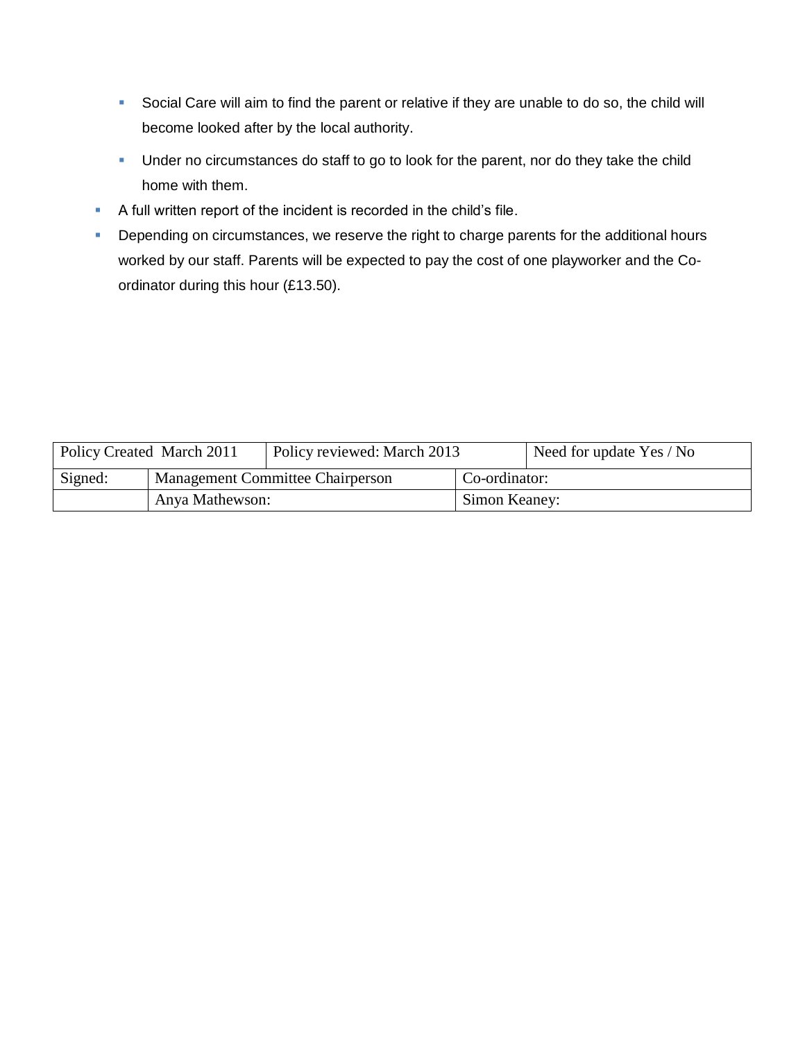- Social Care will aim to find the parent or relative if they are unable to do so, the child will become looked after by the local authority.
  - Under no circumstances do staff to go to look for the parent, nor do they take the child home with them.
- A full written report of the incident is recorded in the child's file.
- Depending on circumstances, we reserve the right to charge parents for the additional hours worked by our staff. Parents will be expected to pay the cost of one playworker and the Co-ordinator during this hour (£13.50).

| | | | |
|---|---|---|---|
| Policy Created March 2011 | Policy reviewed: March 2013 | | Need for update Yes / No |
| Signed: | Management Committee Chairperson | Co-ordinator: | |
| | Anya Mathewson: | Simon Keaney: | |